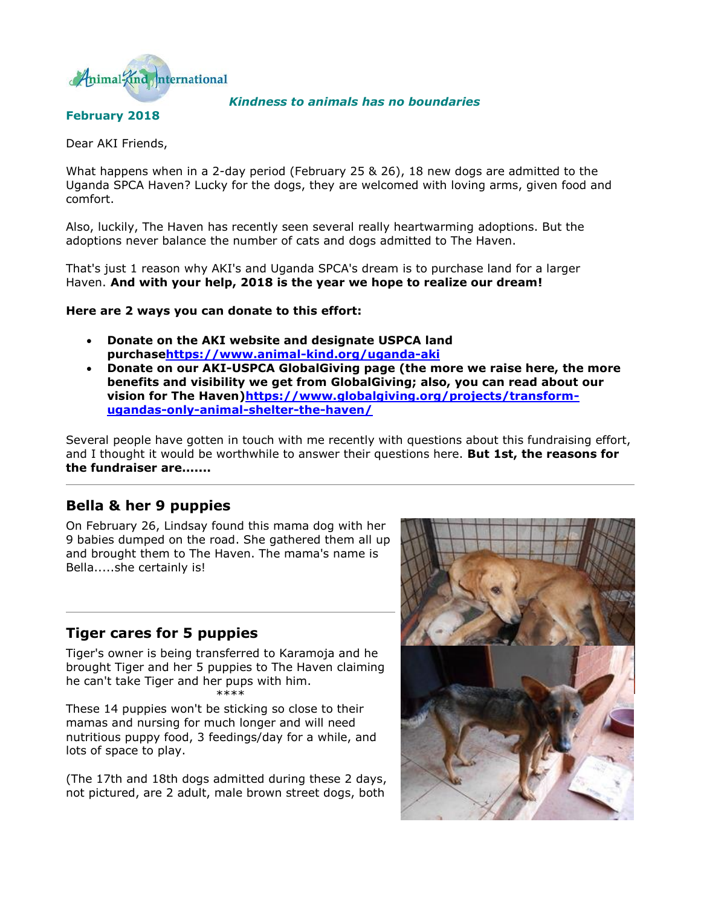Animal-Kind International

*Kindness to animals has no boundaries*

**February 2018**

Dear AKI Friends,

What happens when in a 2-day period (February 25 & 26), 18 new dogs are admitted to the Uganda SPCA Haven? Lucky for the dogs, they are welcomed with loving arms, given food and comfort.

Also, luckily, The Haven has recently seen several really heartwarming adoptions. But the adoptions never balance the number of cats and dogs admitted to The Haven.

That's just 1 reason why AKI's and Uganda SPCA's dream is to purchase land for a larger Haven. **And with your help, 2018 is the year we hope to realize our dream!**

**Here are 2 ways you can donate to this effort:**

- **Donate on the AKI website and designate USPCA land purchase[https://www.animal-kind.org/uganda-aki](https://www.animal-kind.org/uganda-aki)**
- **Donate on our AKI-USPCA GlobalGiving page (the more we raise here, the more benefits and visibility we get from GlobalGiving; also, you can read about our vision for The Haven)[https://www.globalgiving.org/projects/transform-ugandas-only-animal-shelter-the-haven/](https://www.globalgiving.org/projects/transform-ugandas-only-animal-shelter-the-haven/)**

Several people have gotten in touch with me recently with questions about this fundraising effort, and I thought it would be worthwhile to answer their questions here. **But 1st, the reasons for the fundraiser are.......**

---

## Bella & her 9 puppies

On February 26, Lindsay found this mama dog with her 9 babies dumped on the road. She gathered them all up and brought them to The Haven. The mama's name is Bella.....she certainly is!

---

## Tiger cares for 5 puppies

Tiger's owner is being transferred to Karamoja and he brought Tiger and her 5 puppies to The Haven claiming he can't take Tiger and her pups with him.

****

These 14 puppies won't be sticking so close to their mamas and nursing for much longer and will need nutritious puppy food, 3 feedings/day for a while, and lots of space to play.

(The 17th and 18th dogs admitted during these 2 days, not pictured, are 2 adult, male brown street dogs, both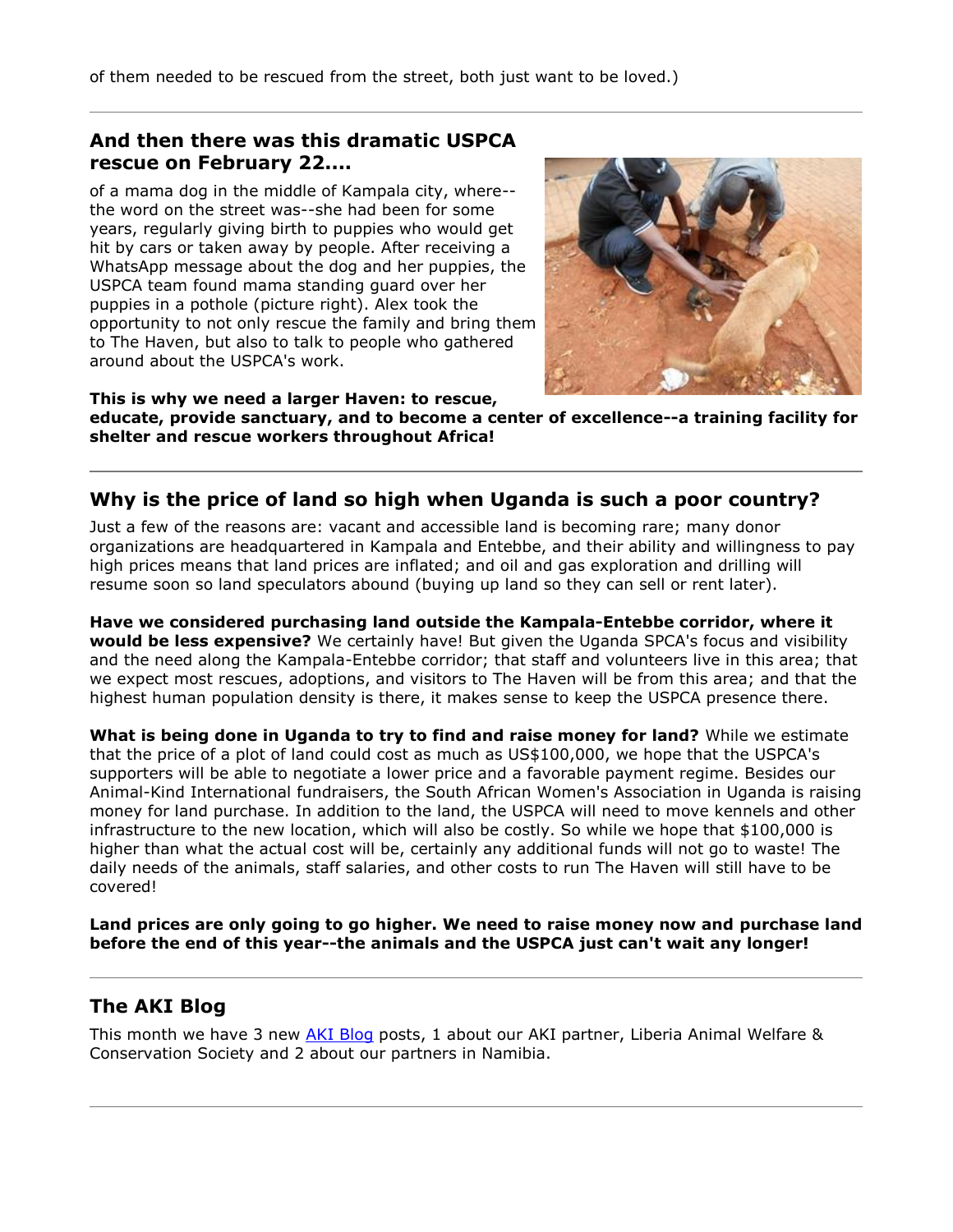of them needed to be rescued from the street, both just want to be loved.)

---

## And then there was this dramatic USPCA rescue on February 22....

of a mama dog in the middle of Kampala city, where--the word on the street was--she had been for some years, regularly giving birth to puppies who would get hit by cars or taken away by people. After receiving a WhatsApp message about the dog and her puppies, the USPCA team found mama standing guard over her puppies in a pothole (picture right). Alex took the opportunity to not only rescue the family and bring them to The Haven, but also to talk to people who gathered around about the USPCA's work.

**This is why we need a larger Haven: to rescue, educate, provide sanctuary, and to become a center of excellence--a training facility for shelter and rescue workers throughout Africa!**

---

## Why is the price of land so high when Uganda is such a poor country?

Just a few of the reasons are: vacant and accessible land is becoming rare; many donor organizations are headquartered in Kampala and Entebbe, and their ability and willingness to pay high prices means that land prices are inflated; and oil and gas exploration and drilling will resume soon so land speculators abound (buying up land so they can sell or rent later).

**Have we considered purchasing land outside the Kampala-Entebbe corridor, where it would be less expensive?** We certainly have! But given the Uganda SPCA's focus and visibility and the need along the Kampala-Entebbe corridor; that staff and volunteers live in this area; that we expect most rescues, adoptions, and visitors to The Haven will be from this area; and that the highest human population density is there, it makes sense to keep the USPCA presence there.

**What is being done in Uganda to try to find and raise money for land?** While we estimate that the price of a plot of land could cost as much as US$100,000, we hope that the USPCA's supporters will be able to negotiate a lower price and a favorable payment regime. Besides our Animal-Kind International fundraisers, the South African Women's Association in Uganda is raising money for land purchase. In addition to the land, the USPCA will need to move kennels and other infrastructure to the new location, which will also be costly. So while we hope that $100,000 is higher than what the actual cost will be, certainly any additional funds will not go to waste! The daily needs of the animals, staff salaries, and other costs to run The Haven will still have to be covered!

**Land prices are only going to go higher. We need to raise money now and purchase land before the end of this year--the animals and the USPCA just can't wait any longer!**

---

## The AKI Blog

This month we have 3 new [AKI Blog](#) posts, 1 about our AKI partner, Liberia Animal Welfare & Conservation Society and 2 about our partners in Namibia.

---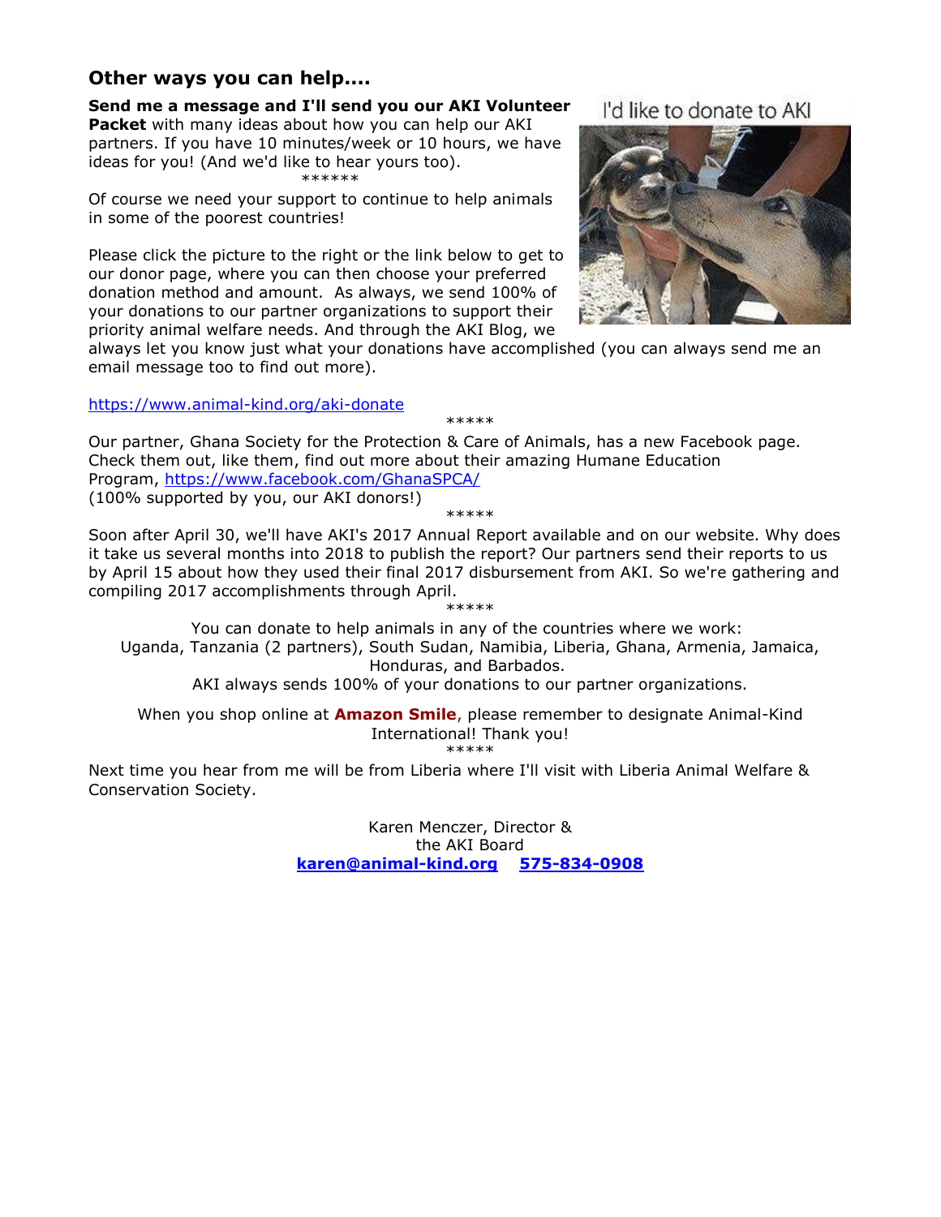## Other ways you can help....

**Send me a message and I'll send you our AKI Volunteer Packet** with many ideas about how you can help our AKI partners. If you have 10 minutes/week or 10 hours, we have ideas for you! (And we'd like to hear yours too).

******

Of course we need your support to continue to help animals in some of the poorest countries!

Please click the picture to the right or the link below to get to our donor page, where you can then choose your preferred donation method and amount. As always, we send 100% of your donations to our partner organizations to support their priority animal welfare needs. And through the AKI Blog, we always let you know just what your donations have accomplished (you can always send me an email message too to find out more).

I'd like to donate to AKI

https://www.animal-kind.org/aki-donate

*****

Our partner, Ghana Society for the Protection & Care of Animals, has a new Facebook page. Check them out, like them, find out more about their amazing Humane Education Program, https://www.facebook.com/GhanaSPCA/
(100% supported by you, our AKI donors!)

*****

Soon after April 30, we'll have AKI's 2017 Annual Report available and on our website. Why does it take us several months into 2018 to publish the report? Our partners send their reports to us by April 15 about how they used their final 2017 disbursement from AKI. So we're gathering and compiling 2017 accomplishments through April.

*****

You can donate to help animals in any of the countries where we work:
Uganda, Tanzania (2 partners), South Sudan, Namibia, Liberia, Ghana, Armenia, Jamaica, Honduras, and Barbados.
AKI always sends 100% of your donations to our partner organizations.

When you shop online at **Amazon Smile**, please remember to designate Animal-Kind International! Thank you!

*****

Next time you hear from me will be from Liberia where I'll visit with Liberia Animal Welfare & Conservation Society.

Karen Menczer, Director &
the AKI Board
**karen@animal-kind.org** **575-834-0908**